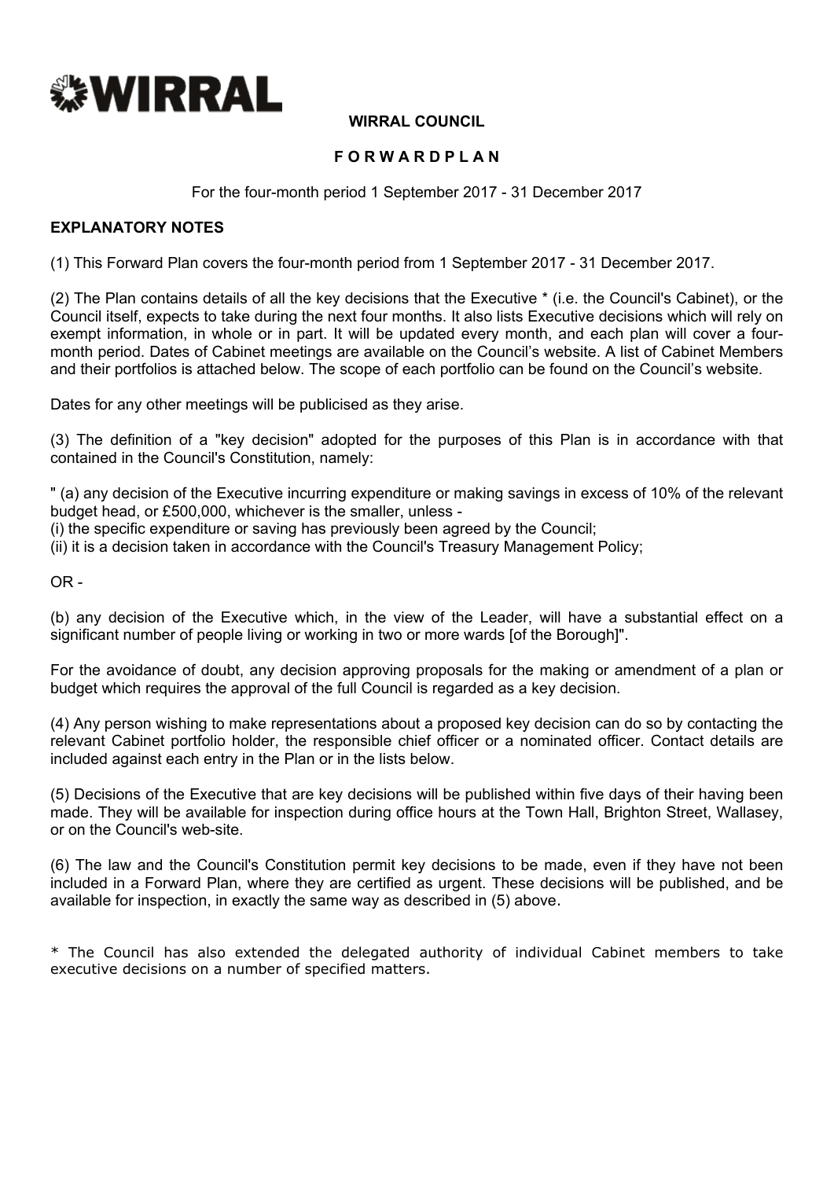WIRRAL

**WIRRAL COUNCIL**

**F O R W A R D P L A N**

For the four-month period 1 September 2017 - 31 December 2017

**EXPLANATORY NOTES**

(1) This Forward Plan covers the four-month period from 1 September 2017 - 31 December 2017.

(2) The Plan contains details of all the key decisions that the Executive * (i.e. the Council's Cabinet), or the Council itself, expects to take during the next four months. It also lists Executive decisions which will rely on exempt information, in whole or in part. It will be updated every month, and each plan will cover a four-month period. Dates of Cabinet meetings are available on the Council's website. A list of Cabinet Members and their portfolios is attached below. The scope of each portfolio can be found on the Council's website.

Dates for any other meetings will be publicised as they arise.

(3) The definition of a "key decision" adopted for the purposes of this Plan is in accordance with that contained in the Council's Constitution, namely:

" (a) any decision of the Executive incurring expenditure or making savings in excess of 10% of the relevant budget head, or £500,000, whichever is the smaller, unless -
(i) the specific expenditure or saving has previously been agreed by the Council;
(ii) it is a decision taken in accordance with the Council's Treasury Management Policy;

OR -

(b) any decision of the Executive which, in the view of the Leader, will have a substantial effect on a significant number of people living or working in two or more wards [of the Borough]".

For the avoidance of doubt, any decision approving proposals for the making or amendment of a plan or budget which requires the approval of the full Council is regarded as a key decision.

(4) Any person wishing to make representations about a proposed key decision can do so by contacting the relevant Cabinet portfolio holder, the responsible chief officer or a nominated officer. Contact details are included against each entry in the Plan or in the lists below.

(5) Decisions of the Executive that are key decisions will be published within five days of their having been made. They will be available for inspection during office hours at the Town Hall, Brighton Street, Wallasey, or on the Council's web-site.

(6) The law and the Council's Constitution permit key decisions to be made, even if they have not been included in a Forward Plan, where they are certified as urgent. These decisions will be published, and be available for inspection, in exactly the same way as described in (5) above.

* The Council has also extended the delegated authority of individual Cabinet members to take executive decisions on a number of specified matters.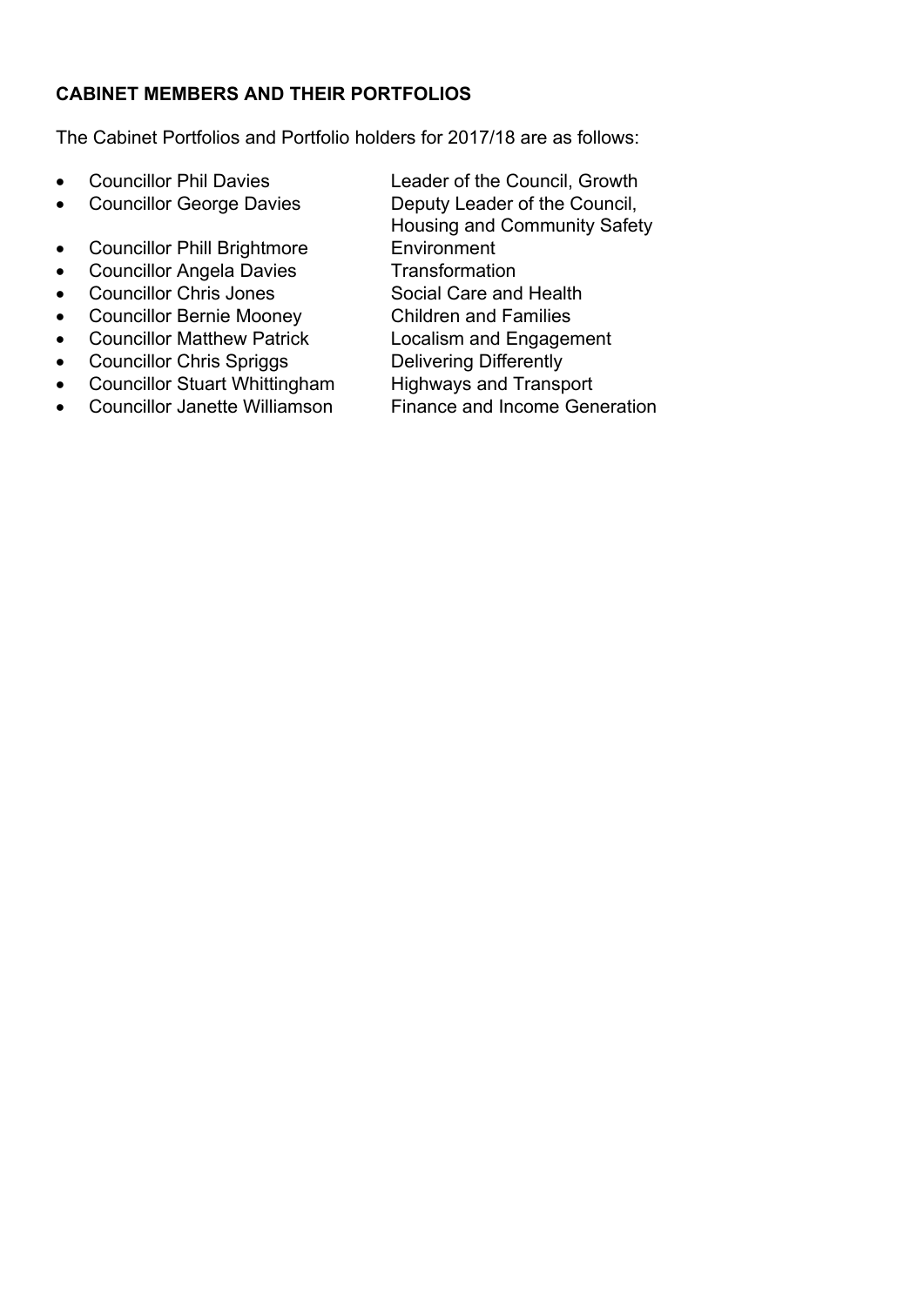**CABINET MEMBERS AND THEIR PORTFOLIOS**

The Cabinet Portfolios and Portfolio holders for 2017/18 are as follows:

- Councillor Phil Davies — Leader of the Council, Growth
- Councillor George Davies — Deputy Leader of the Council, Housing and Community Safety
- Councillor Phill Brightmore — Environment
- Councillor Angela Davies — Transformation
- Councillor Chris Jones — Social Care and Health
- Councillor Bernie Mooney — Children and Families
- Councillor Matthew Patrick — Localism and Engagement
- Councillor Chris Spriggs — Delivering Differently
- Councillor Stuart Whittingham — Highways and Transport
- Councillor Janette Williamson — Finance and Income Generation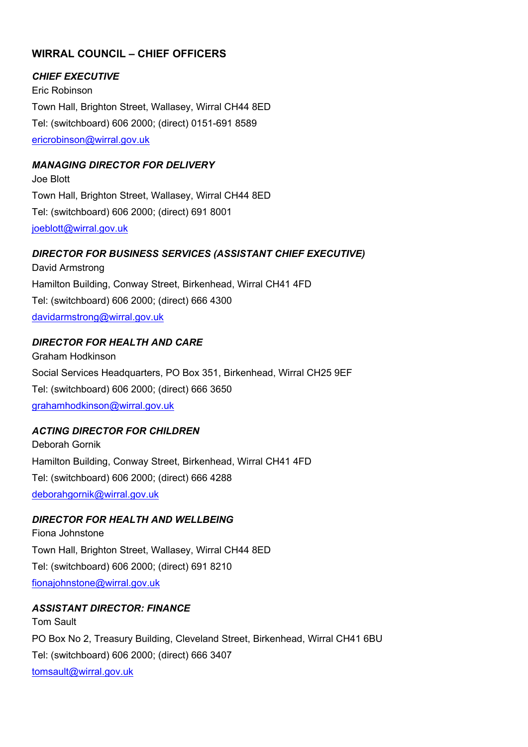## WIRRAL COUNCIL – CHIEF OFFICERS

### *CHIEF EXECUTIVE*

Eric Robinson
Town Hall, Brighton Street, Wallasey, Wirral CH44 8ED
Tel: (switchboard) 606 2000; (direct) 0151-691 8589
ericrobinson@wirral.gov.uk

### *MANAGING DIRECTOR FOR DELIVERY*

Joe Blott
Town Hall, Brighton Street, Wallasey, Wirral CH44 8ED
Tel: (switchboard) 606 2000; (direct) 691 8001
joeblott@wirral.gov.uk

### *DIRECTOR FOR BUSINESS SERVICES (ASSISTANT CHIEF EXECUTIVE)*

David Armstrong
Hamilton Building, Conway Street, Birkenhead, Wirral CH41 4FD
Tel: (switchboard) 606 2000; (direct) 666 4300
davidarmstrong@wirral.gov.uk

### *DIRECTOR FOR HEALTH AND CARE*

Graham Hodkinson
Social Services Headquarters, PO Box 351, Birkenhead, Wirral CH25 9EF
Tel: (switchboard) 606 2000; (direct) 666 3650
grahamhodkinson@wirral.gov.uk

### *ACTING DIRECTOR FOR CHILDREN*

Deborah Gornik
Hamilton Building, Conway Street, Birkenhead, Wirral CH41 4FD
Tel: (switchboard) 606 2000; (direct) 666 4288
deborahgornik@wirral.gov.uk

### *DIRECTOR FOR HEALTH AND WELLBEING*

Fiona Johnstone
Town Hall, Brighton Street, Wallasey, Wirral CH44 8ED
Tel: (switchboard) 606 2000; (direct) 691 8210
fionajohnstone@wirral.gov.uk

### *ASSISTANT DIRECTOR: FINANCE*

Tom Sault
PO Box No 2, Treasury Building, Cleveland Street, Birkenhead, Wirral CH41 6BU
Tel: (switchboard) 606 2000; (direct) 666 3407
tomsault@wirral.gov.uk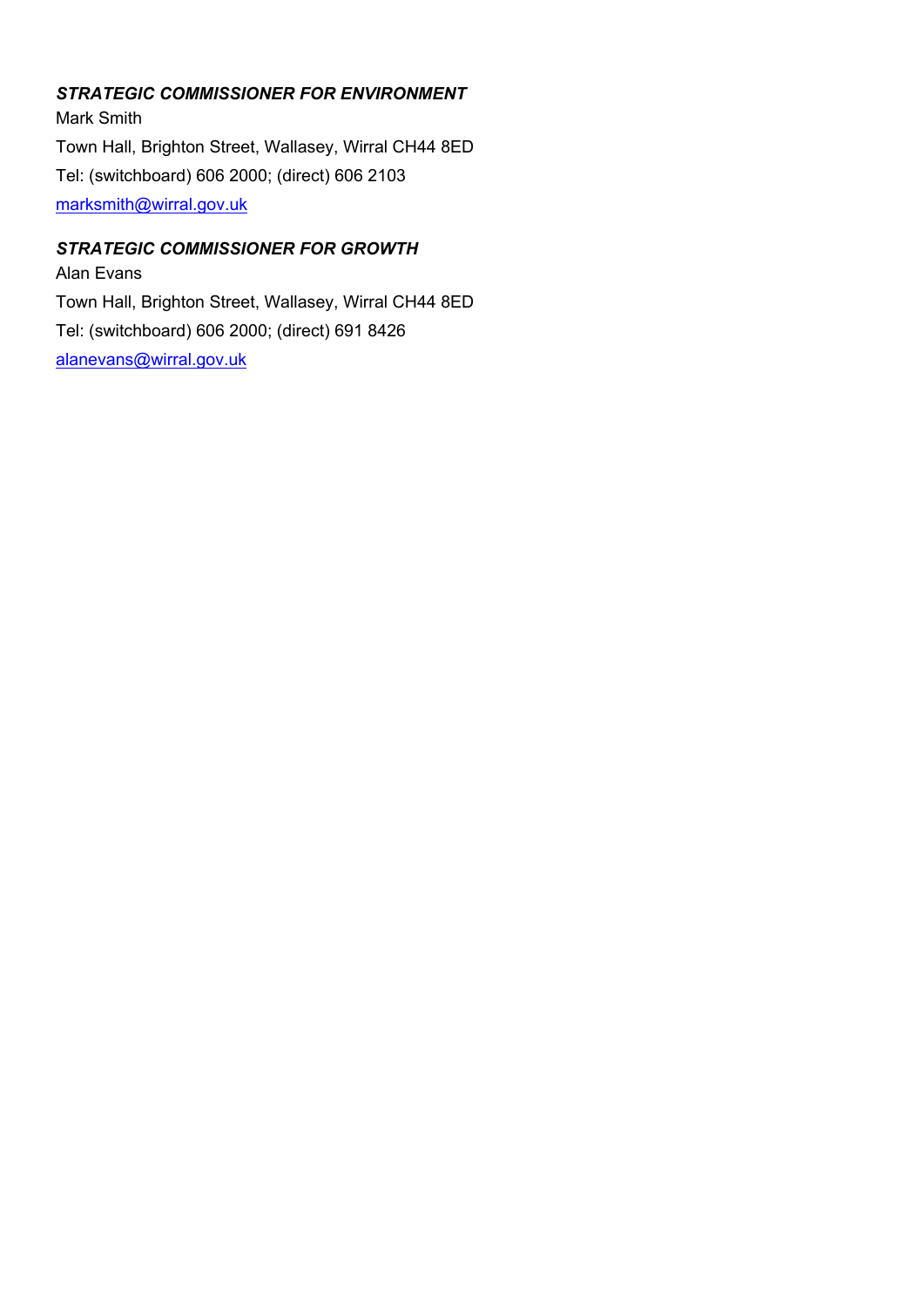***STRATEGIC COMMISSIONER FOR ENVIRONMENT***

Mark Smith

Town Hall, Brighton Street, Wallasey, Wirral CH44 8ED

Tel: (switchboard) 606 2000; (direct) 606 2103

marksmith@wirral.gov.uk

***STRATEGIC COMMISSIONER FOR GROWTH***

Alan Evans

Town Hall, Brighton Street, Wallasey, Wirral CH44 8ED

Tel: (switchboard) 606 2000; (direct) 691 8426

alanevans@wirral.gov.uk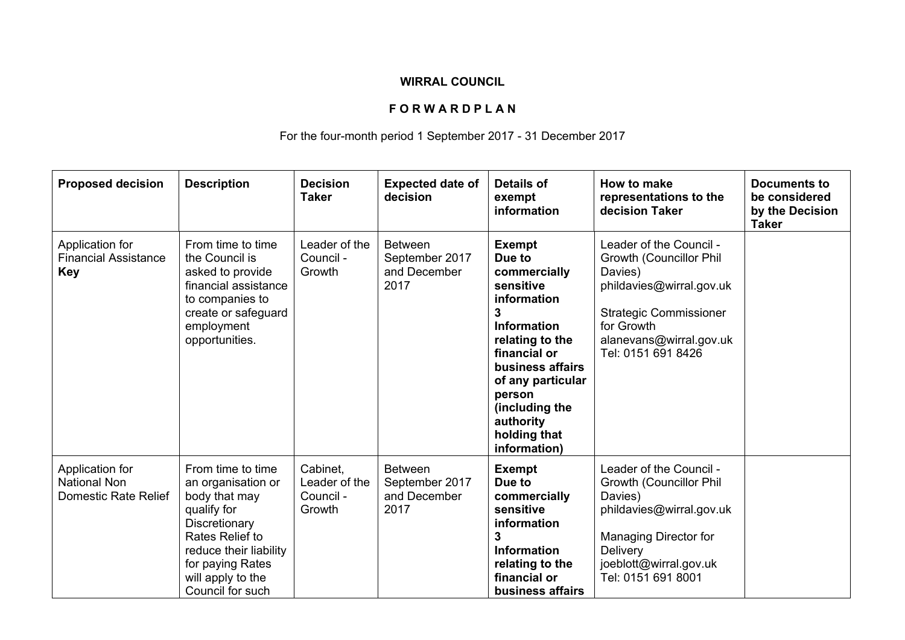**WIRRAL COUNCIL**

**F O R W A R D P L A N**

For the four-month period 1 September 2017 - 31 December 2017

| **Proposed decision** | **Description** | **Decision Taker** | **Expected date of decision** | **Details of exempt information** | **How to make representations to the decision Taker** | **Documents to be considered by the Decision Taker** |
|---|---|---|---|---|---|---|
| Application for Financial Assistance **Key** | From time to time the Council is asked to provide financial assistance to companies to create or safeguard employment opportunities. | Leader of the Council - Growth | Between September 2017 and December 2017 | **Exempt Due to commercially sensitive information 3 Information relating to the financial or business affairs of any particular person (including the authority holding that information)** | Leader of the Council - Growth (Councillor Phil Davies) phildavies@wirral.gov.uk<br><br>Strategic Commissioner for Growth alanevans@wirral.gov.uk Tel: 0151 691 8426 | |
| Application for National Non Domestic Rate Relief | From time to time an organisation or body that may qualify for Discretionary Rates Relief to reduce their liability for paying Rates will apply to the Council for such | Cabinet, Leader of the Council - Growth | Between September 2017 and December 2017 | **Exempt Due to commercially sensitive information 3 Information relating to the financial or business affairs** | Leader of the Council - Growth (Councillor Phil Davies) phildavies@wirral.gov.uk<br><br>Managing Director for Delivery joeblott@wirral.gov.uk Tel: 0151 691 8001 | |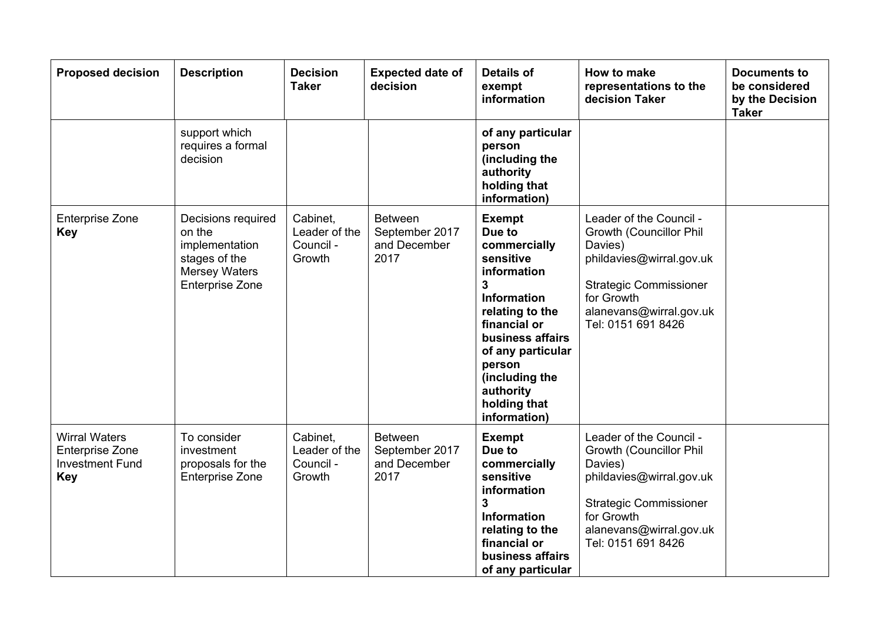| Proposed decision | Description | Decision Taker | Expected date of decision | Details of exempt information | How to make representations to the decision Taker | Documents to be considered by the Decision Taker |
|---|---|---|---|---|---|---|
| | support which requires a formal decision | | | **of any particular person (including the authority holding that information)** | | |
| Enterprise Zone **Key** | Decisions required on the implementation stages of the Mersey Waters Enterprise Zone | Cabinet, Leader of the Council - Growth | Between September 2017 and December 2017 | **Exempt Due to commercially sensitive information 3 Information relating to the financial or business affairs of any particular person (including the authority holding that information)** | Leader of the Council - Growth (Councillor Phil Davies) phildavies@wirral.gov.uk<br><br>Strategic Commissioner for Growth alanevans@wirral.gov.uk Tel: 0151 691 8426 | |
| Wirral Waters Enterprise Zone Investment Fund **Key** | To consider investment proposals for the Enterprise Zone | Cabinet, Leader of the Council - Growth | Between September 2017 and December 2017 | **Exempt Due to commercially sensitive information 3 Information relating to the financial or business affairs of any particular** | Leader of the Council - Growth (Councillor Phil Davies) phildavies@wirral.gov.uk<br><br>Strategic Commissioner for Growth alanevans@wirral.gov.uk Tel: 0151 691 8426 | |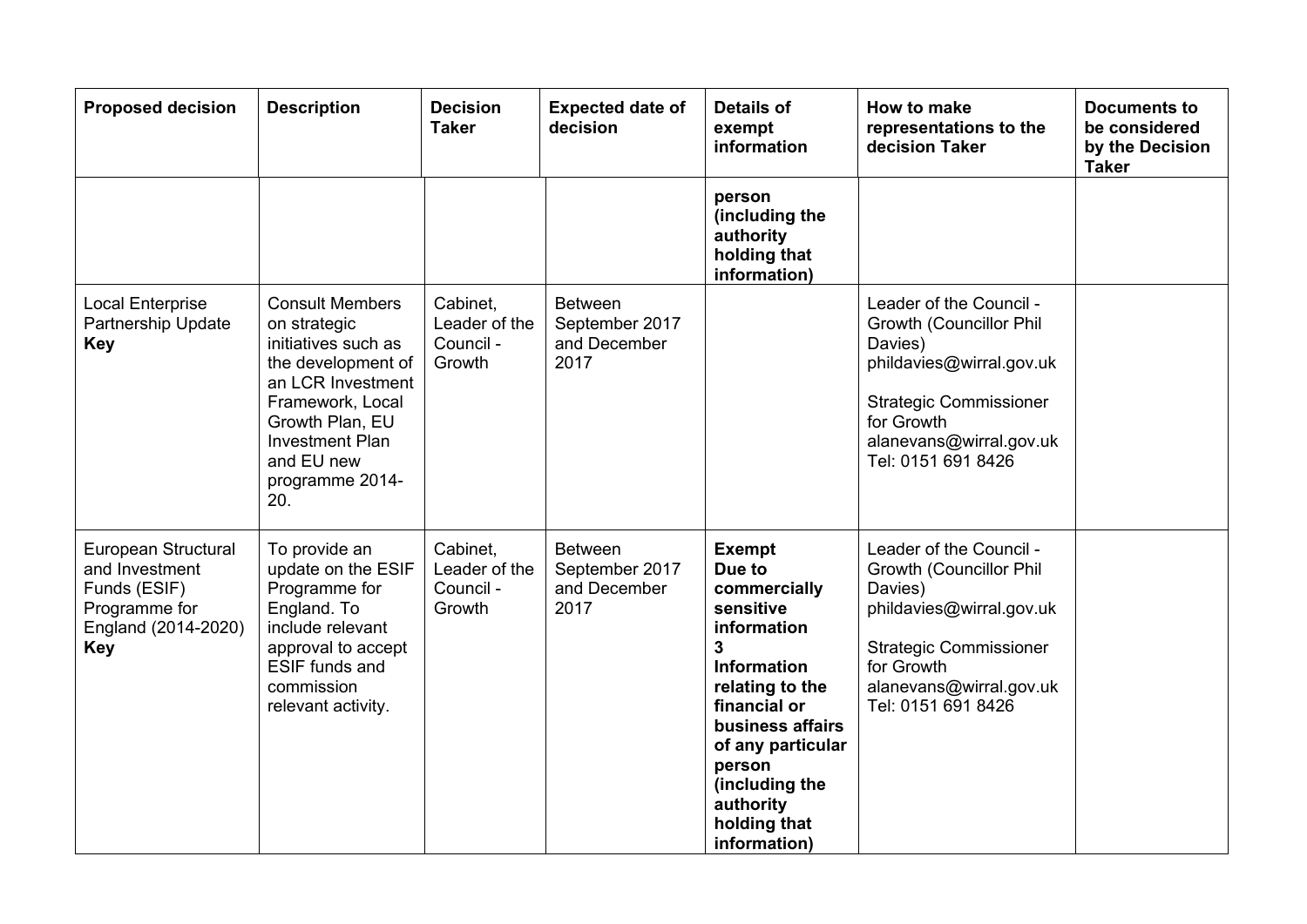| Proposed decision | Description | Decision Taker | Expected date of decision | Details of exempt information | How to make representations to the decision Taker | Documents to be considered by the Decision Taker |
|---|---|---|---|---|---|---|
| | | | | **person (including the authority holding that information)** | | |
| Local Enterprise Partnership Update **Key** | Consult Members on strategic initiatives such as the development of an LCR Investment Framework, Local Growth Plan, EU Investment Plan and EU new programme 2014-20. | Cabinet, Leader of the Council - Growth | Between September 2017 and December 2017 | | Leader of the Council - Growth (Councillor Phil Davies) phildavies@wirral.gov.uk<br><br>Strategic Commissioner for Growth alanevans@wirral.gov.uk Tel: 0151 691 8426 | |
| European Structural and Investment Funds (ESIF) Programme for England (2014-2020) **Key** | To provide an update on the ESIF Programme for England. To include relevant approval to accept ESIF funds and commission relevant activity. | Cabinet, Leader of the Council - Growth | Between September 2017 and December 2017 | **Exempt Due to commercially sensitive information 3 Information relating to the financial or business affairs of any particular person (including the authority holding that information)** | Leader of the Council - Growth (Councillor Phil Davies) phildavies@wirral.gov.uk<br><br>Strategic Commissioner for Growth alanevans@wirral.gov.uk Tel: 0151 691 8426 | |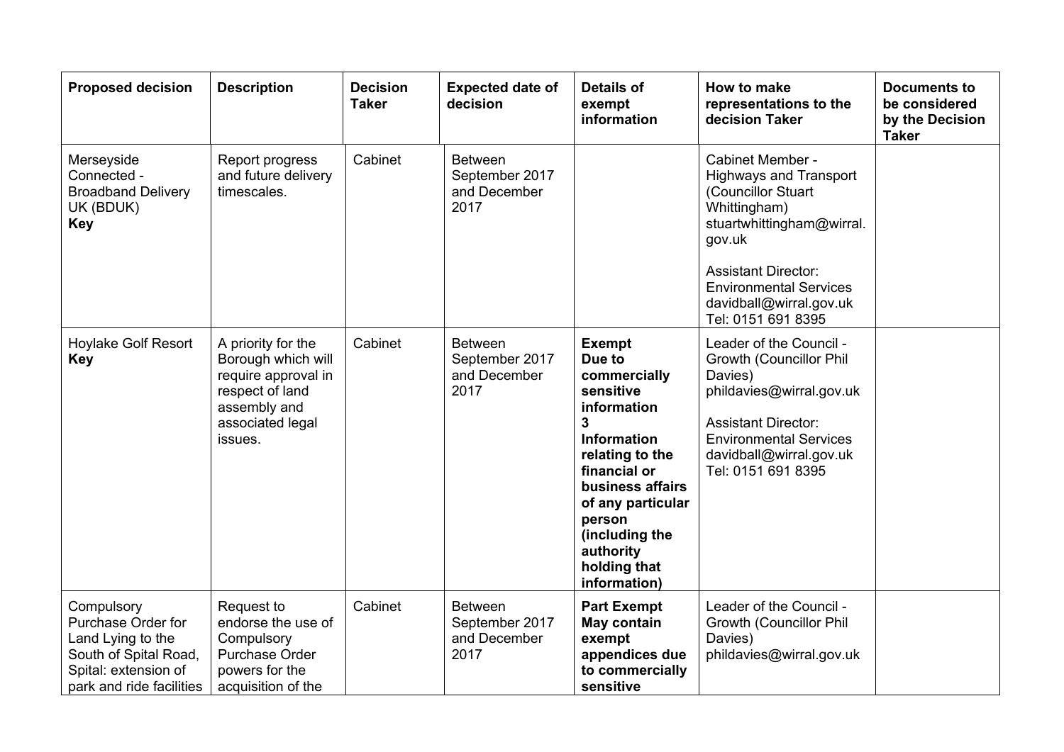| Proposed decision | Description | Decision Taker | Expected date of decision | Details of exempt information | How to make representations to the decision Taker | Documents to be considered by the Decision Taker |
|---|---|---|---|---|---|---|
| Merseyside Connected - Broadband Delivery UK (BDUK) **Key** | Report progress and future delivery timescales. | Cabinet | Between September 2017 and December 2017 | | Cabinet Member - Highways and Transport (Councillor Stuart Whittingham) stuartwhittingham@wirral.gov.uk<br><br>Assistant Director: Environmental Services davidball@wirral.gov.uk Tel: 0151 691 8395 | |
| Hoylake Golf Resort **Key** | A priority for the Borough which will require approval in respect of land assembly and associated legal issues. | Cabinet | Between September 2017 and December 2017 | **Exempt Due to commercially sensitive information 3 Information relating to the financial or business affairs of any particular person (including the authority holding that information)** | Leader of the Council - Growth (Councillor Phil Davies) phildavies@wirral.gov.uk<br><br>Assistant Director: Environmental Services davidball@wirral.gov.uk Tel: 0151 691 8395 | |
| Compulsory Purchase Order for Land Lying to the South of Spital Road, Spital: extension of park and ride facilities | Request to endorse the use of Compulsory Purchase Order powers for the acquisition of the | Cabinet | Between September 2017 and December 2017 | **Part Exempt May contain exempt appendices due to commercially sensitive** | Leader of the Council - Growth (Councillor Phil Davies) phildavies@wirral.gov.uk | |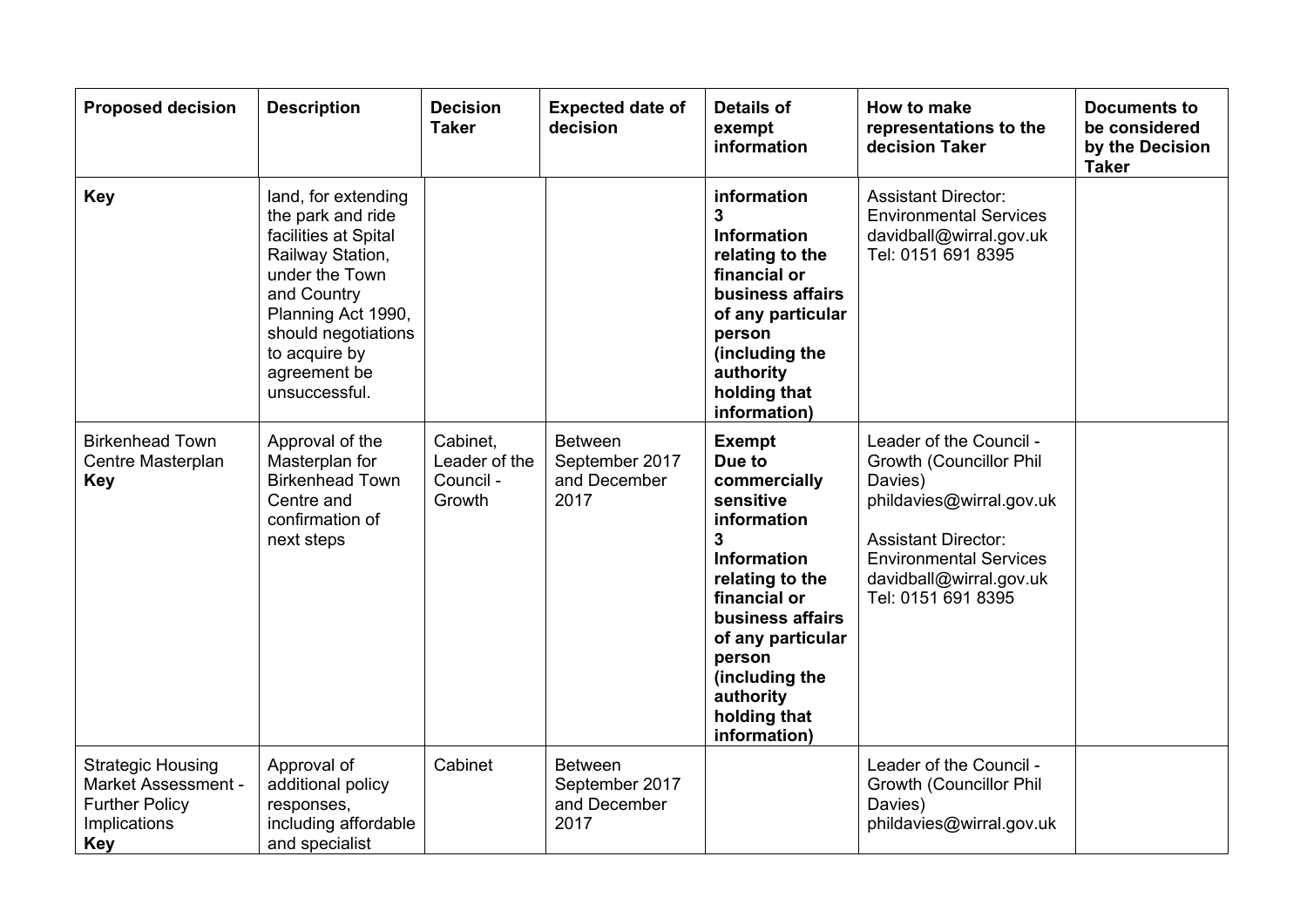| Proposed decision | Description | Decision Taker | Expected date of decision | Details of exempt information | How to make representations to the decision Taker | Documents to be considered by the Decision Taker |
|---|---|---|---|---|---|---|
| **Key** | land, for extending the park and ride facilities at Spital Railway Station, under the Town and Country Planning Act 1990, should negotiations to acquire by agreement be unsuccessful. | | | **information 3 Information relating to the financial or business affairs of any particular person (including the authority holding that information)** | Assistant Director: Environmental Services davidball@wirral.gov.uk Tel: 0151 691 8395 | |
| Birkenhead Town Centre Masterplan **Key** | Approval of the Masterplan for Birkenhead Town Centre and confirmation of next steps | Cabinet, Leader of the Council - Growth | Between September 2017 and December 2017 | **Exempt Due to commercially sensitive information 3 Information relating to the financial or business affairs of any particular person (including the authority holding that information)** | Leader of the Council - Growth (Councillor Phil Davies) phildavies@wirral.gov.uk<br><br>Assistant Director: Environmental Services davidball@wirral.gov.uk Tel: 0151 691 8395 | |
| Strategic Housing Market Assessment - Further Policy Implications **Key** | Approval of additional policy responses, including affordable and specialist | Cabinet | Between September 2017 and December 2017 | | Leader of the Council - Growth (Councillor Phil Davies) phildavies@wirral.gov.uk | |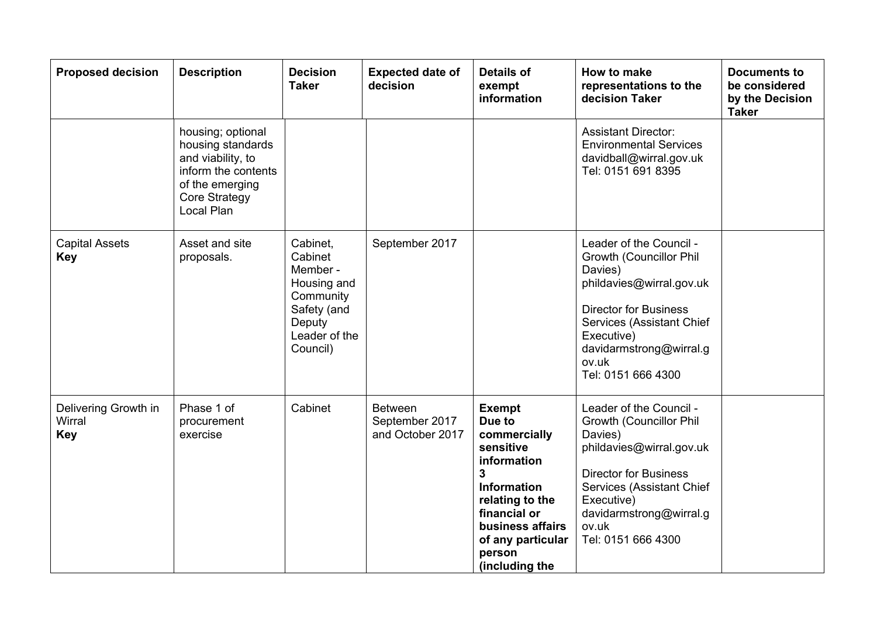| Proposed decision | Description | Decision Taker | Expected date of decision | Details of exempt information | How to make representations to the decision Taker | Documents to be considered by the Decision Taker |
|---|---|---|---|---|---|---|
| | housing; optional housing standards and viability, to inform the contents of the emerging Core Strategy Local Plan | | | | Assistant Director: Environmental Services davidball@wirral.gov.uk Tel: 0151 691 8395 | |
| Capital Assets **Key** | Asset and site proposals. | Cabinet, Cabinet Member - Housing and Community Safety (and Deputy Leader of the Council) | September 2017 | | Leader of the Council - Growth (Councillor Phil Davies) phildavies@wirral.gov.uk<br><br>Director for Business Services (Assistant Chief Executive) davidarmstrong@wirral.gov.uk<br>Tel: 0151 666 4300 | |
| Delivering Growth in Wirral **Key** | Phase 1 of procurement exercise | Cabinet | Between September 2017 and October 2017 | **Exempt Due to commercially sensitive information 3 Information relating to the financial or business affairs of any particular person (including the** | Leader of the Council - Growth (Councillor Phil Davies) phildavies@wirral.gov.uk<br><br>Director for Business Services (Assistant Chief Executive) davidarmstrong@wirral.gov.uk<br>Tel: 0151 666 4300 | |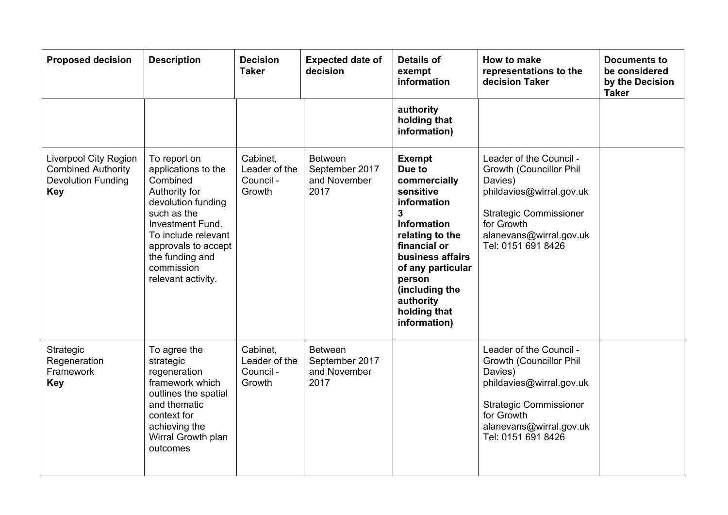| Proposed decision | Description | Decision Taker | Expected date of decision | Details of exempt information | How to make representations to the decision Taker | Documents to be considered by the Decision Taker |
|---|---|---|---|---|---|---|
| | | | | **authority holding that information)** | | |
| Liverpool City Region Combined Authority Devolution Funding **Key** | To report on applications to the Combined Authority for devolution funding such as the Investment Fund. To include relevant approvals to accept the funding and commission relevant activity. | Cabinet, Leader of the Council - Growth | Between September 2017 and November 2017 | **Exempt Due to commercially sensitive information 3 Information relating to the financial or business affairs of any particular person (including the authority holding that information)** | Leader of the Council - Growth (Councillor Phil Davies) phildavies@wirral.gov.uk<br><br>Strategic Commissioner for Growth alanevans@wirral.gov.uk Tel: 0151 691 8426 | |
| Strategic Regeneration Framework **Key** | To agree the strategic regeneration framework which outlines the spatial and thematic context for achieving the Wirral Growth plan outcomes | Cabinet, Leader of the Council - Growth | Between September 2017 and November 2017 | | Leader of the Council - Growth (Councillor Phil Davies) phildavies@wirral.gov.uk<br><br>Strategic Commissioner for Growth alanevans@wirral.gov.uk Tel: 0151 691 8426 | |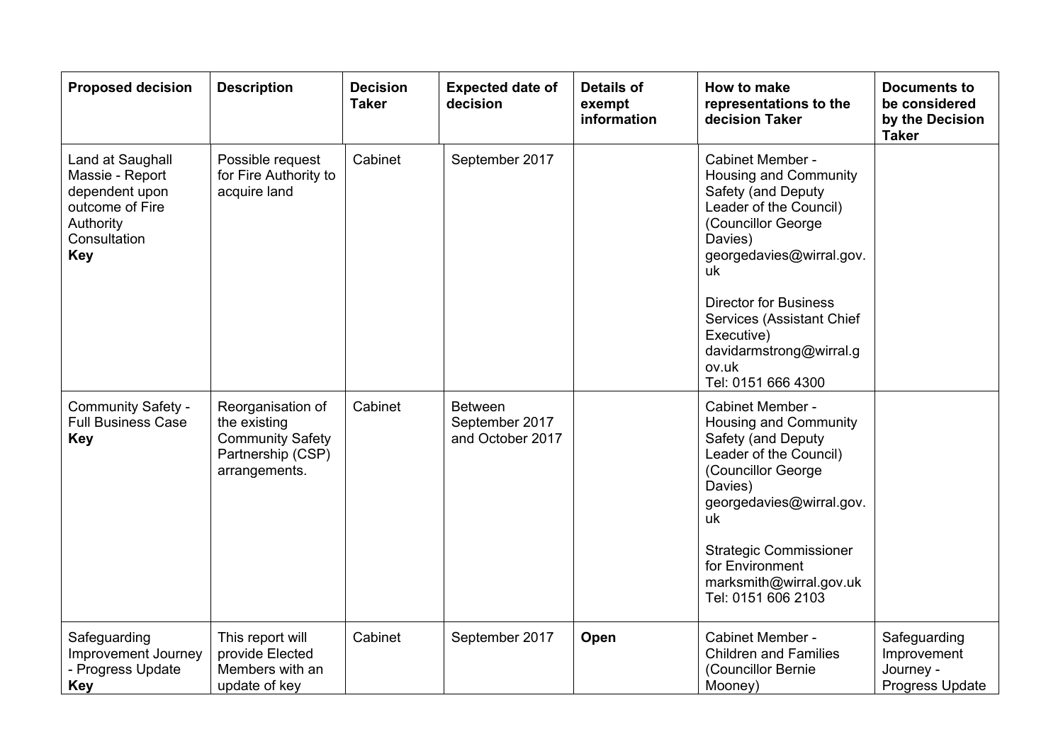| Proposed decision | Description | Decision Taker | Expected date of decision | Details of exempt information | How to make representations to the decision Taker | Documents to be considered by the Decision Taker |
|---|---|---|---|---|---|---|
| Land at Saughall Massie - Report dependent upon outcome of Fire Authority Consultation **Key** | Possible request for Fire Authority to acquire land | Cabinet | September 2017 | | Cabinet Member - Housing and Community Safety (and Deputy Leader of the Council) (Councillor George Davies) georgedavies@wirral.gov.uk<br><br>Director for Business Services (Assistant Chief Executive) davidarmstrong@wirral.gov.uk Tel: 0151 666 4300 | |
| Community Safety - Full Business Case **Key** | Reorganisation of the existing Community Safety Partnership (CSP) arrangements. | Cabinet | Between September 2017 and October 2017 | | Cabinet Member - Housing and Community Safety (and Deputy Leader of the Council) (Councillor George Davies) georgedavies@wirral.gov.uk<br><br>Strategic Commissioner for Environment marksmith@wirral.gov.uk Tel: 0151 606 2103 | |
| Safeguarding Improvement Journey - Progress Update **Key** | This report will provide Elected Members with an update of key | Cabinet | September 2017 | **Open** | Cabinet Member - Children and Families (Councillor Bernie Mooney) | Safeguarding Improvement Journey - Progress Update |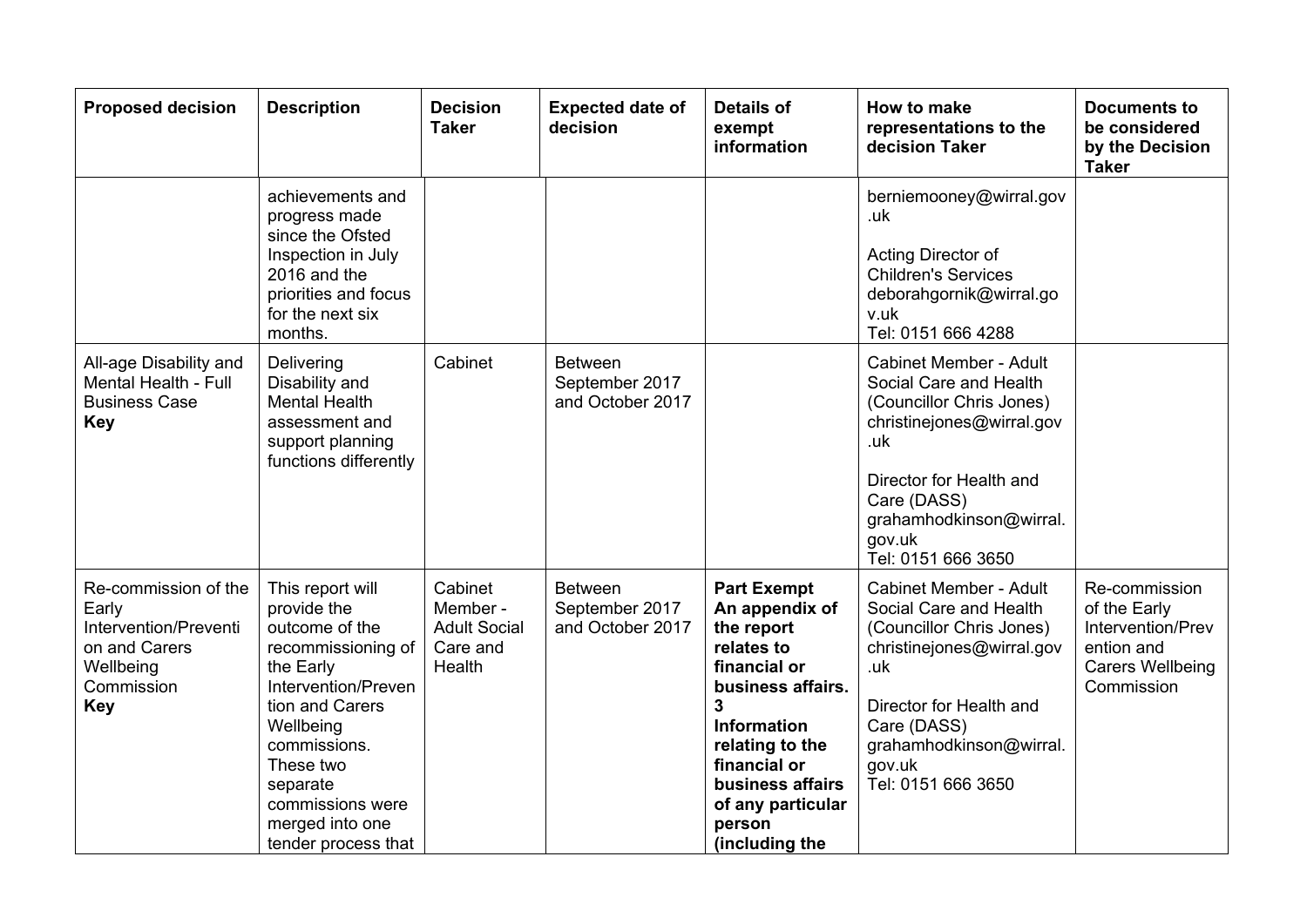| Proposed decision | Description | Decision Taker | Expected date of decision | Details of exempt information | How to make representations to the decision Taker | Documents to be considered by the Decision Taker |
|---|---|---|---|---|---|---|
| | achievements and progress made since the Ofsted Inspection in July 2016 and the priorities and focus for the next six months. | | | | berniemooney@wirral.gov.uk<br><br>Acting Director of Children's Services deborahgornik@wirral.gov.uk<br>Tel: 0151 666 4288 | |
| All-age Disability and Mental Health - Full Business Case<br>**Key** | Delivering Disability and Mental Health assessment and support planning functions differently | Cabinet | Between September 2017 and October 2017 | | Cabinet Member - Adult Social Care and Health (Councillor Chris Jones) christinejones@wirral.gov.uk<br><br>Director for Health and Care (DASS) grahamhodkinson@wirral.gov.uk<br>Tel: 0151 666 3650 | |
| Re-commission of the Early Intervention/Prevention and Carers Wellbeing Commission<br>**Key** | This report will provide the outcome of the recommissioning of the Early Intervention/Prevention and Carers Wellbeing commissions. These two separate commissions were merged into one tender process that | Cabinet Member - Adult Social Care and Health | Between September 2017 and October 2017 | **Part Exempt An appendix of the report relates to financial or business affairs. 3 Information relating to the financial or business affairs of any particular person (including the** | Cabinet Member - Adult Social Care and Health (Councillor Chris Jones) christinejones@wirral.gov.uk<br><br>Director for Health and Care (DASS) grahamhodkinson@wirral.gov.uk<br>Tel: 0151 666 3650 | Re-commission of the Early Intervention/Prevention and Carers Wellbeing Commission |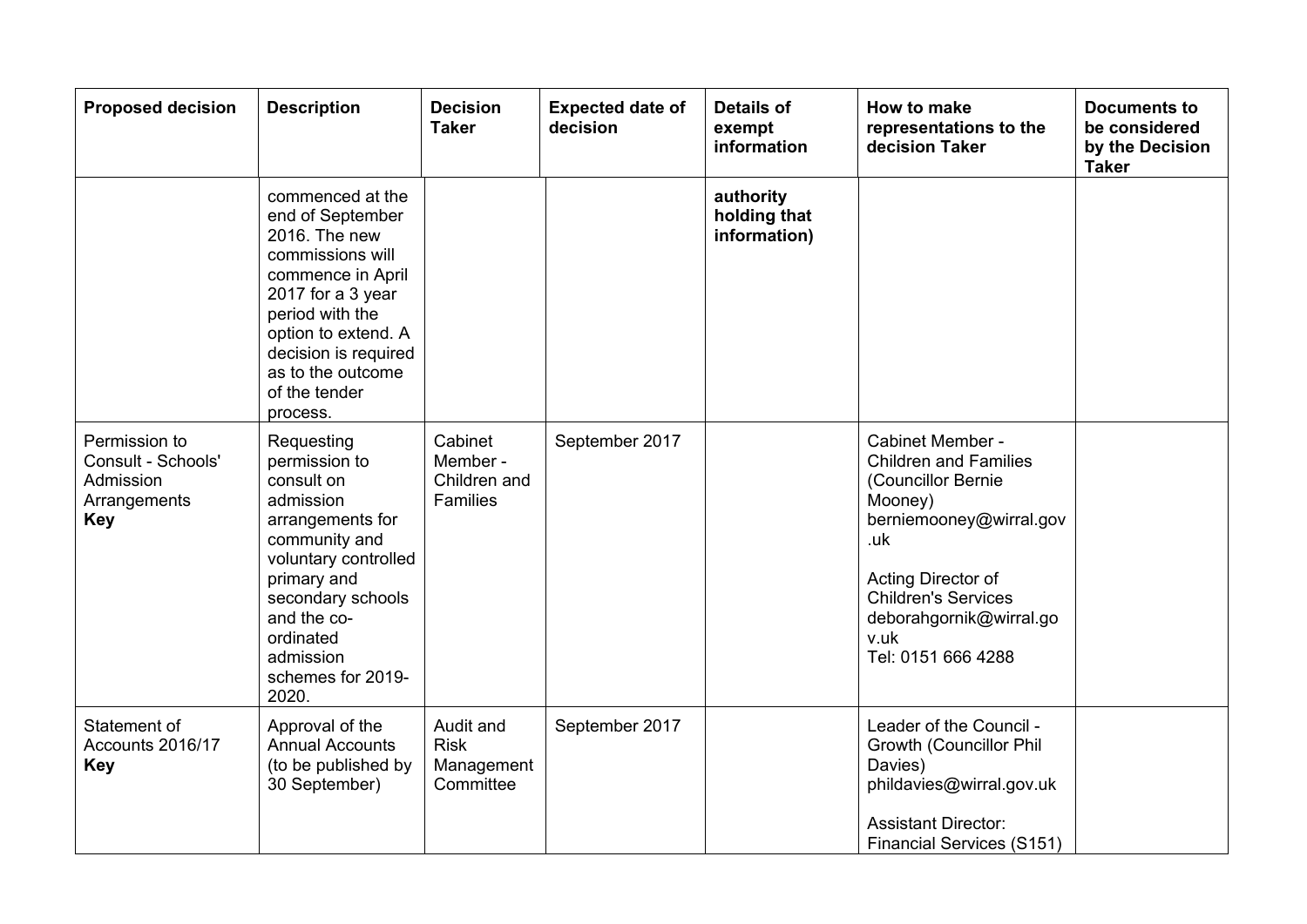| Proposed decision | Description | Decision Taker | Expected date of decision | Details of exempt information | How to make representations to the decision Taker | Documents to be considered by the Decision Taker |
|---|---|---|---|---|---|---|
| | commenced at the end of September 2016. The new commissions will commence in April 2017 for a 3 year period with the option to extend. A decision is required as to the outcome of the tender process. | | | **authority holding that information)** | | |
| Permission to Consult - Schools' Admission Arrangements **Key** | Requesting permission to consult on admission arrangements for community and voluntary controlled primary and secondary schools and the co-ordinated admission schemes for 2019-2020. | Cabinet Member - Children and Families | September 2017 | | Cabinet Member - Children and Families (Councillor Bernie Mooney) berniemooney@wirral.gov.uk<br><br>Acting Director of Children's Services deborahgornik@wirral.gov.uk<br>Tel: 0151 666 4288 | |
| Statement of Accounts 2016/17 **Key** | Approval of the Annual Accounts (to be published by 30 September) | Audit and Risk Management Committee | September 2017 | | Leader of the Council - Growth (Councillor Phil Davies) phildavies@wirral.gov.uk<br><br>Assistant Director: Financial Services (S151) | |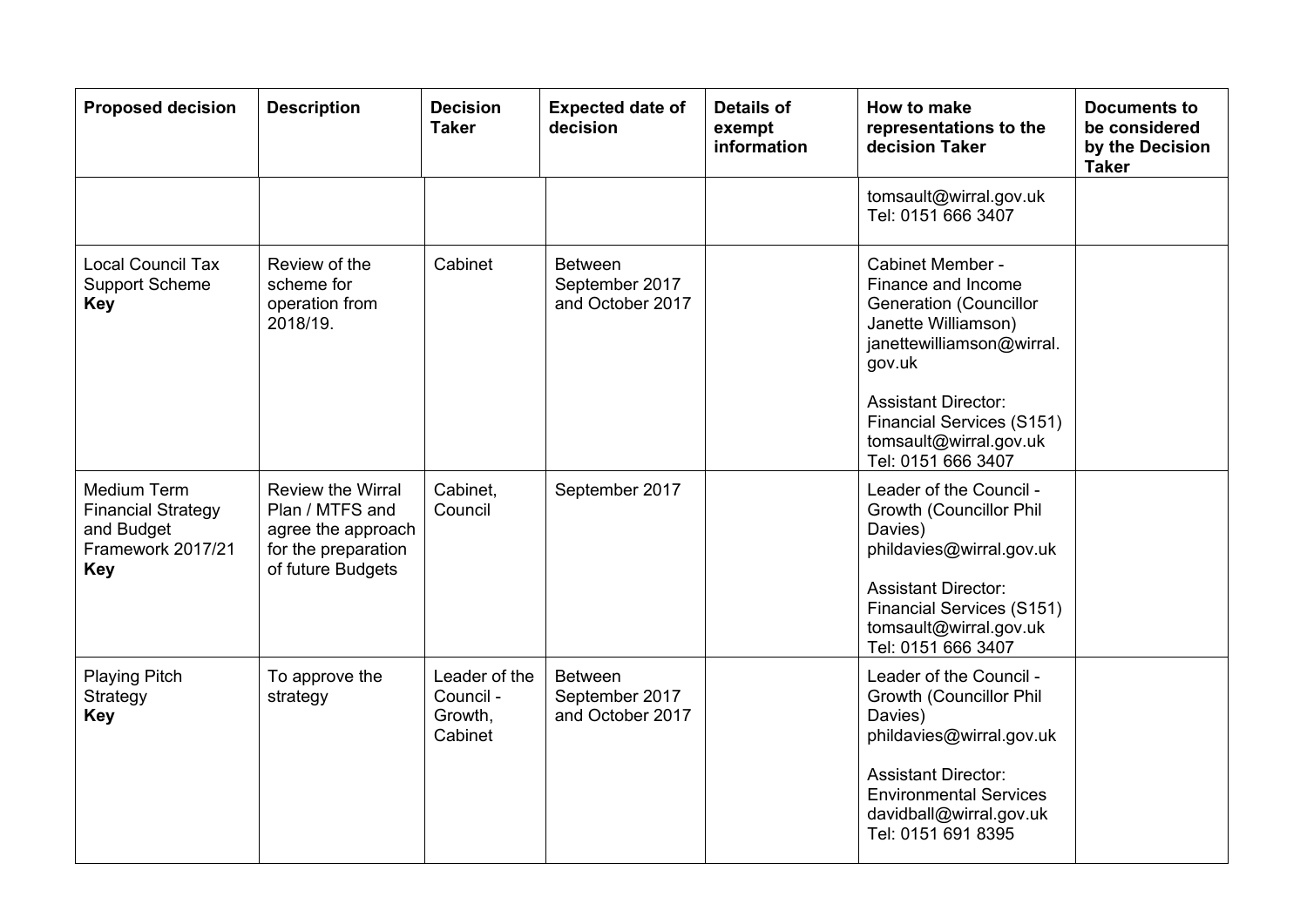| Proposed decision | Description | Decision Taker | Expected date of decision | Details of exempt information | How to make representations to the decision Taker | Documents to be considered by the Decision Taker |
|---|---|---|---|---|---|---|
| | | | | | tomsault@wirral.gov.uk<br>Tel: 0151 666 3407 | |
| Local Council Tax Support Scheme<br>**Key** | Review of the scheme for operation from 2018/19. | Cabinet | Between September 2017 and October 2017 | | Cabinet Member - Finance and Income Generation (Councillor Janette Williamson)<br>janettewilliamson@wirral.gov.uk<br><br>Assistant Director: Financial Services (S151)<br>tomsault@wirral.gov.uk<br>Tel: 0151 666 3407 | |
| Medium Term Financial Strategy and Budget Framework 2017/21<br>**Key** | Review the Wirral Plan / MTFS and agree the approach for the preparation of future Budgets | Cabinet, Council | September 2017 | | Leader of the Council - Growth (Councillor Phil Davies)<br>phildavies@wirral.gov.uk<br><br>Assistant Director: Financial Services (S151)<br>tomsault@wirral.gov.uk<br>Tel: 0151 666 3407 | |
| Playing Pitch Strategy<br>**Key** | To approve the strategy | Leader of the Council - Growth, Cabinet | Between September 2017 and October 2017 | | Leader of the Council - Growth (Councillor Phil Davies)<br>phildavies@wirral.gov.uk<br><br>Assistant Director: Environmental Services<br>davidball@wirral.gov.uk<br>Tel: 0151 691 8395 | |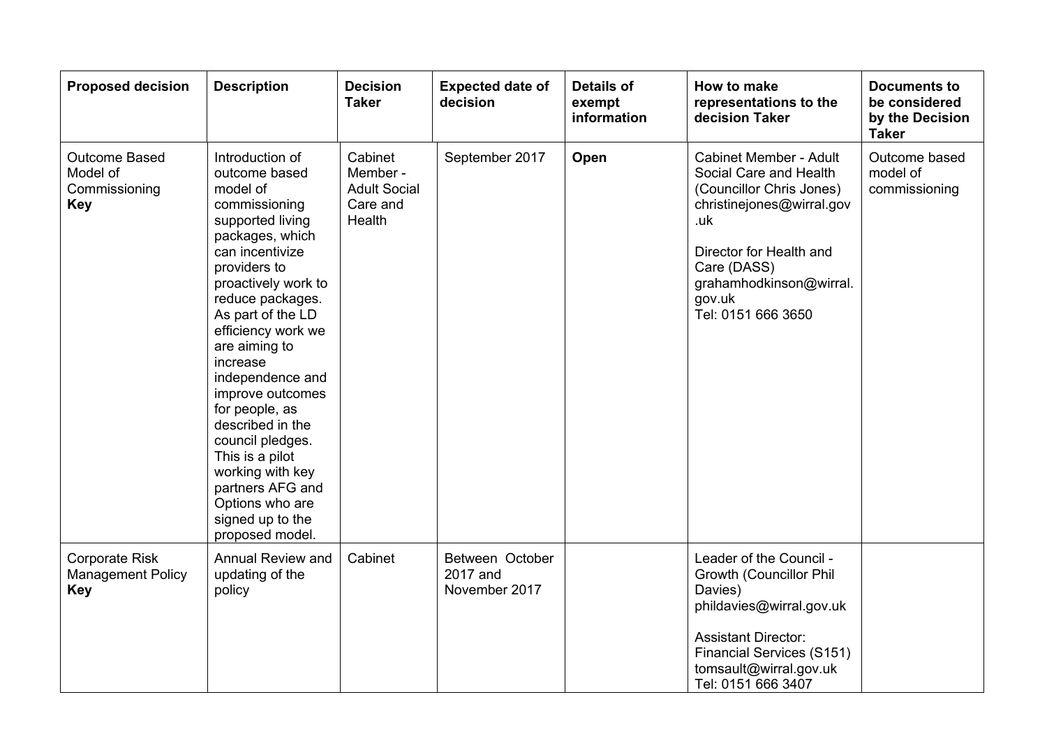| Proposed decision | Description | Decision Taker | Expected date of decision | Details of exempt information | How to make representations to the decision Taker | Documents to be considered by the Decision Taker |
|---|---|---|---|---|---|---|
| Outcome Based Model of Commissioning **Key** | Introduction of outcome based model of commissioning supported living packages, which can incentivize providers to proactively work to reduce packages. As part of the LD efficiency work we are aiming to increase independence and improve outcomes for people, as described in the council pledges. This is a pilot working with key partners AFG and Options who are signed up to the proposed model. | Cabinet Member - Adult Social Care and Health | September 2017 | **Open** | Cabinet Member - Adult Social Care and Health (Councillor Chris Jones) christinejones@wirral.gov.uk<br><br>Director for Health and Care (DASS) grahamhodkinson@wirral.gov.uk<br>Tel: 0151 666 3650 | Outcome based model of commissioning |
| Corporate Risk Management Policy **Key** | Annual Review and updating of the policy | Cabinet | Between October 2017 and November 2017 | | Leader of the Council - Growth (Councillor Phil Davies) phildavies@wirral.gov.uk<br><br>Assistant Director: Financial Services (S151) tomsault@wirral.gov.uk<br>Tel: 0151 666 3407 | |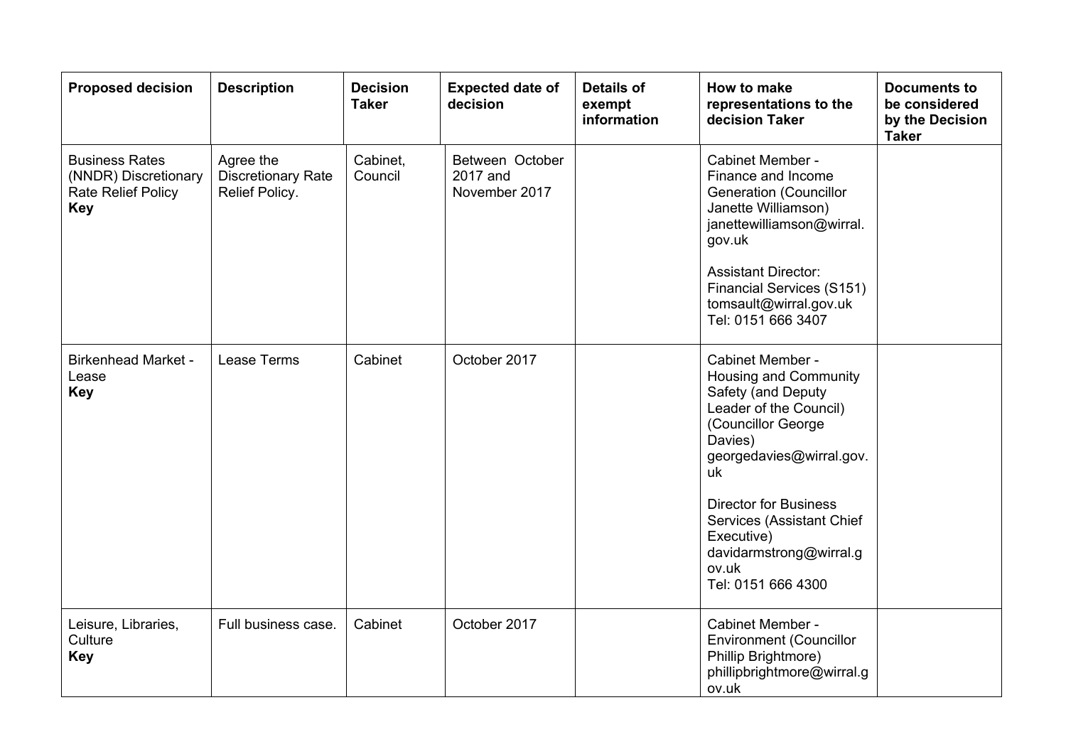| Proposed decision | Description | Decision Taker | Expected date of decision | Details of exempt information | How to make representations to the decision Taker | Documents to be considered by the Decision Taker |
|---|---|---|---|---|---|---|
| Business Rates (NNDR) Discretionary Rate Relief Policy **Key** | Agree the Discretionary Rate Relief Policy. | Cabinet, Council | Between October 2017 and November 2017 | | Cabinet Member - Finance and Income Generation (Councillor Janette Williamson) janettewilliamson@wirral.gov.uk<br><br>Assistant Director: Financial Services (S151) tomsault@wirral.gov.uk Tel: 0151 666 3407 | |
| Birkenhead Market - Lease **Key** | Lease Terms | Cabinet | October 2017 | | Cabinet Member - Housing and Community Safety (and Deputy Leader of the Council) (Councillor George Davies) georgedavies@wirral.gov.uk<br><br>Director for Business Services (Assistant Chief Executive) davidarmstrong@wirral.gov.uk Tel: 0151 666 4300 | |
| Leisure, Libraries, Culture **Key** | Full business case. | Cabinet | October 2017 | | Cabinet Member - Environment (Councillor Phillip Brightmore) phillipbrightmore@wirral.gov.uk | |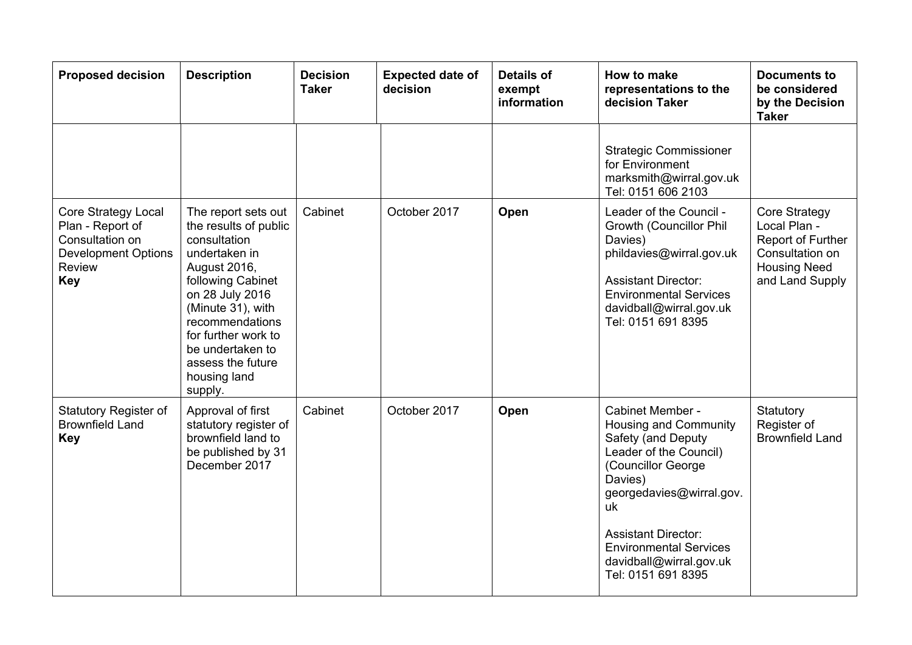| Proposed decision | Description | Decision Taker | Expected date of decision | Details of exempt information | How to make representations to the decision Taker | Documents to be considered by the Decision Taker |
|---|---|---|---|---|---|---|
| | | | | | Strategic Commissioner for Environment marksmith@wirral.gov.uk Tel: 0151 606 2103 | |
| Core Strategy Local Plan - Report of Consultation on Development Options Review **Key** | The report sets out the results of public consultation undertaken in August 2016, following Cabinet on 28 July 2016 (Minute 31), with recommendations for further work to be undertaken to assess the future housing land supply. | Cabinet | October 2017 | **Open** | Leader of the Council - Growth (Councillor Phil Davies) phildavies@wirral.gov.uk<br><br>Assistant Director: Environmental Services davidball@wirral.gov.uk Tel: 0151 691 8395 | Core Strategy Local Plan - Report of Further Consultation on Housing Need and Land Supply |
| Statutory Register of Brownfield Land **Key** | Approval of first statutory register of brownfield land to be published by 31 December 2017 | Cabinet | October 2017 | **Open** | Cabinet Member - Housing and Community Safety (and Deputy Leader of the Council) (Councillor George Davies) georgedavies@wirral.gov.uk<br><br>Assistant Director: Environmental Services davidball@wirral.gov.uk Tel: 0151 691 8395 | Statutory Register of Brownfield Land |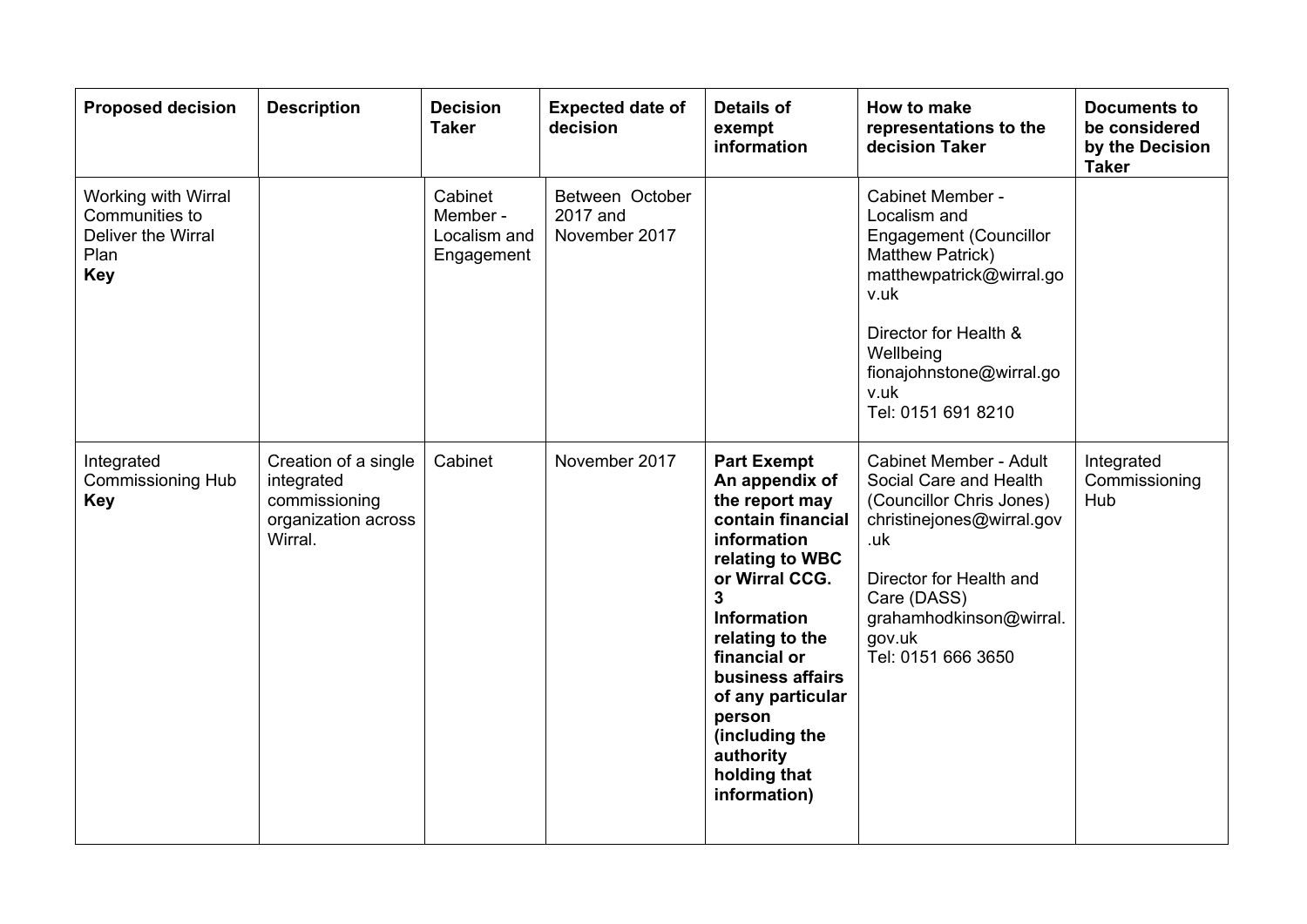| Proposed decision | Description | Decision Taker | Expected date of decision | Details of exempt information | How to make representations to the decision Taker | Documents to be considered by the Decision Taker |
|---|---|---|---|---|---|---|
| Working with Wirral Communities to Deliver the Wirral Plan **Key** | | Cabinet Member - Localism and Engagement | Between October 2017 and November 2017 | | Cabinet Member - Localism and Engagement (Councillor Matthew Patrick) matthewpatrick@wirral.gov.uk<br><br>Director for Health & Wellbeing fionajohnstone@wirral.gov.uk Tel: 0151 691 8210 | |
| Integrated Commissioning Hub **Key** | Creation of a single integrated commissioning organization across Wirral. | Cabinet | November 2017 | **Part Exempt An appendix of the report may contain financial information relating to WBC or Wirral CCG. 3 Information relating to the financial or business affairs of any particular person (including the authority holding that information)** | Cabinet Member - Adult Social Care and Health (Councillor Chris Jones) christinejones@wirral.gov.uk<br><br>Director for Health and Care (DASS) grahamhodkinson@wirral.gov.uk Tel: 0151 666 3650 | Integrated Commissioning Hub |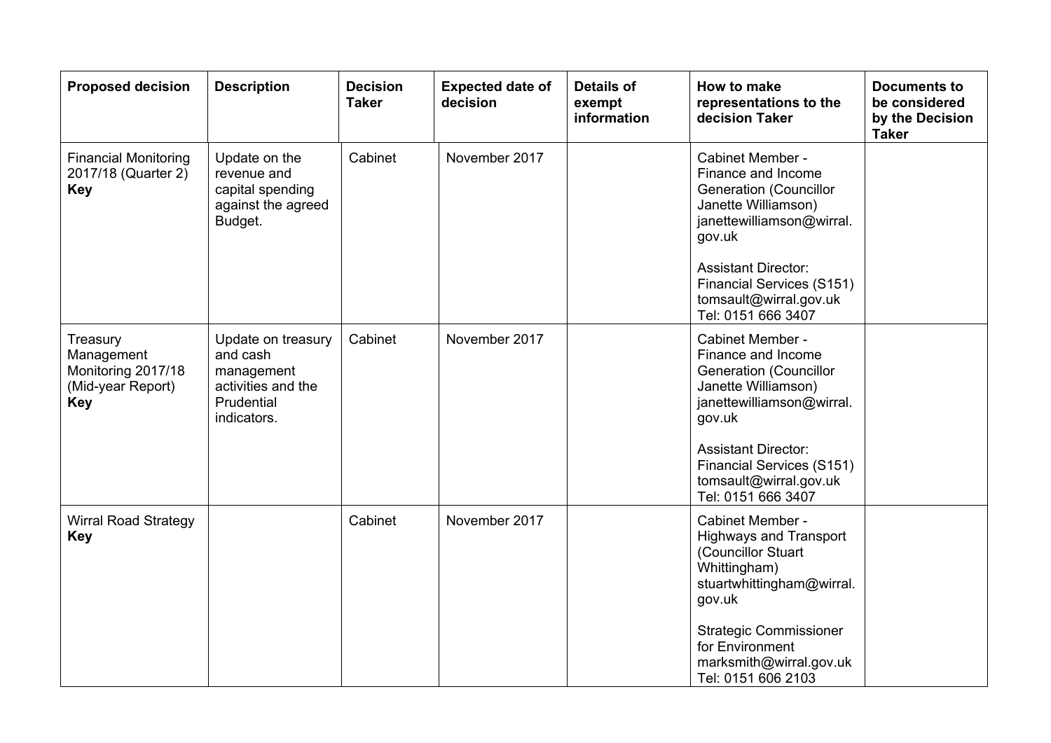| **Proposed decision** | **Description** | **Decision Taker** | **Expected date of decision** | **Details of exempt information** | **How to make representations to the decision Taker** | **Documents to be considered by the Decision Taker** |
|---|---|---|---|---|---|---|
| Financial Monitoring 2017/18 (Quarter 2) **Key** | Update on the revenue and capital spending against the agreed Budget. | Cabinet | November 2017 | | Cabinet Member - Finance and Income Generation (Councillor Janette Williamson) janettewilliamson@wirral.gov.uk<br><br>Assistant Director: Financial Services (S151) tomsault@wirral.gov.uk Tel: 0151 666 3407 | |
| Treasury Management Monitoring 2017/18 (Mid-year Report) **Key** | Update on treasury and cash management activities and the Prudential indicators. | Cabinet | November 2017 | | Cabinet Member - Finance and Income Generation (Councillor Janette Williamson) janettewilliamson@wirral.gov.uk<br><br>Assistant Director: Financial Services (S151) tomsault@wirral.gov.uk Tel: 0151 666 3407 | |
| Wirral Road Strategy **Key** | | Cabinet | November 2017 | | Cabinet Member - Highways and Transport (Councillor Stuart Whittingham) stuartwhittingham@wirral.gov.uk<br><br>Strategic Commissioner for Environment marksmith@wirral.gov.uk Tel: 0151 606 2103 | |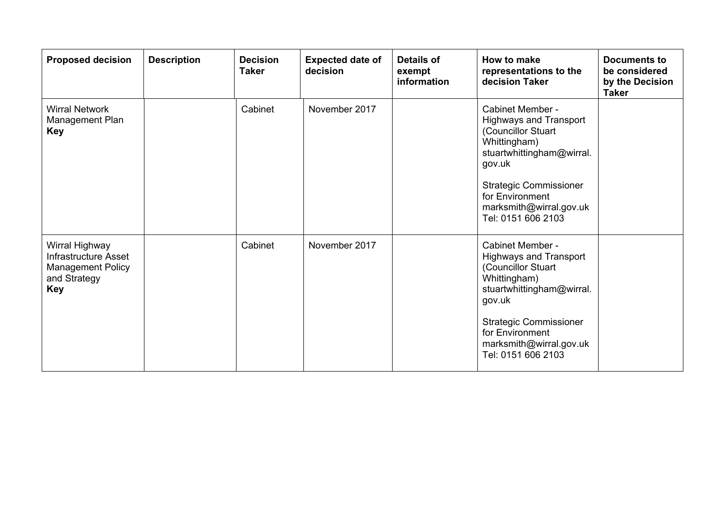| Proposed decision | Description | Decision Taker | Expected date of decision | Details of exempt information | How to make representations to the decision Taker | Documents to be considered by the Decision Taker |
|---|---|---|---|---|---|---|
| Wirral Network Management Plan **Key** | | Cabinet | November 2017 | | Cabinet Member - Highways and Transport (Councillor Stuart Whittingham) stuartwhittingham@wirral.gov.uk<br><br>Strategic Commissioner for Environment marksmith@wirral.gov.uk Tel: 0151 606 2103 | |
| Wirral Highway Infrastructure Asset Management Policy and Strategy **Key** | | Cabinet | November 2017 | | Cabinet Member - Highways and Transport (Councillor Stuart Whittingham) stuartwhittingham@wirral.gov.uk<br><br>Strategic Commissioner for Environment marksmith@wirral.gov.uk Tel: 0151 606 2103 | |